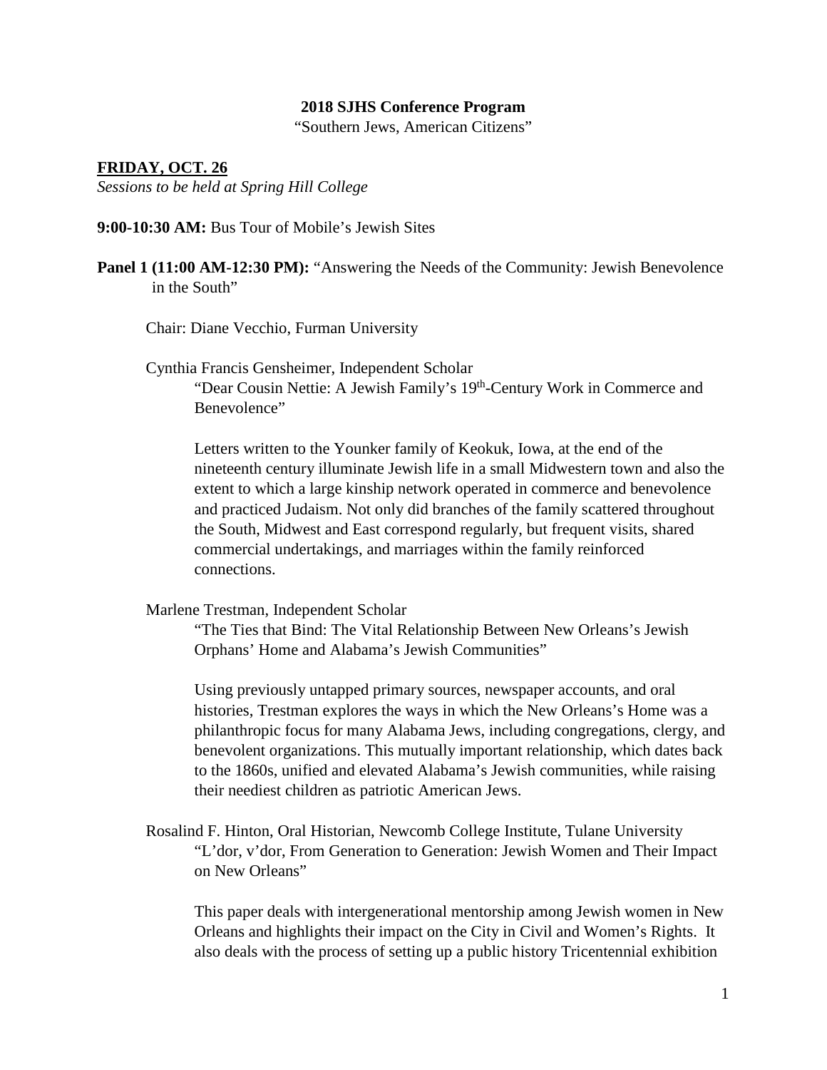**2018 SJHS Conference Program**

"Southern Jews, American Citizens"

**FRIDAY, OCT. 26**

*Sessions to be held at Spring Hill College*

**9:00-10:30 AM:** Bus Tour of Mobile's Jewish Sites

**Panel 1 (11:00 AM-12:30 PM):** "Answering the Needs of the Community: Jewish Benevolence in the South"

Chair: Diane Vecchio, Furman University

Cynthia Francis Gensheimer, Independent Scholar
"Dear Cousin Nettie: A Jewish Family's 19th-Century Work in Commerce and Benevolence"

Letters written to the Younker family of Keokuk, Iowa, at the end of the nineteenth century illuminate Jewish life in a small Midwestern town and also the extent to which a large kinship network operated in commerce and benevolence and practiced Judaism. Not only did branches of the family scattered throughout the South, Midwest and East correspond regularly, but frequent visits, shared commercial undertakings, and marriages within the family reinforced connections.

Marlene Trestman, Independent Scholar
"The Ties that Bind: The Vital Relationship Between New Orleans's Jewish Orphans' Home and Alabama's Jewish Communities"

Using previously untapped primary sources, newspaper accounts, and oral histories, Trestman explores the ways in which the New Orleans's Home was a philanthropic focus for many Alabama Jews, including congregations, clergy, and benevolent organizations. This mutually important relationship, which dates back to the 1860s, unified and elevated Alabama's Jewish communities, while raising their neediest children as patriotic American Jews.

Rosalind F. Hinton, Oral Historian, Newcomb College Institute, Tulane University
"L'dor, v'dor, From Generation to Generation: Jewish Women and Their Impact on New Orleans"

This paper deals with intergenerational mentorship among Jewish women in New Orleans and highlights their impact on the City in Civil and Women's Rights. It also deals with the process of setting up a public history Tricentennial exhibition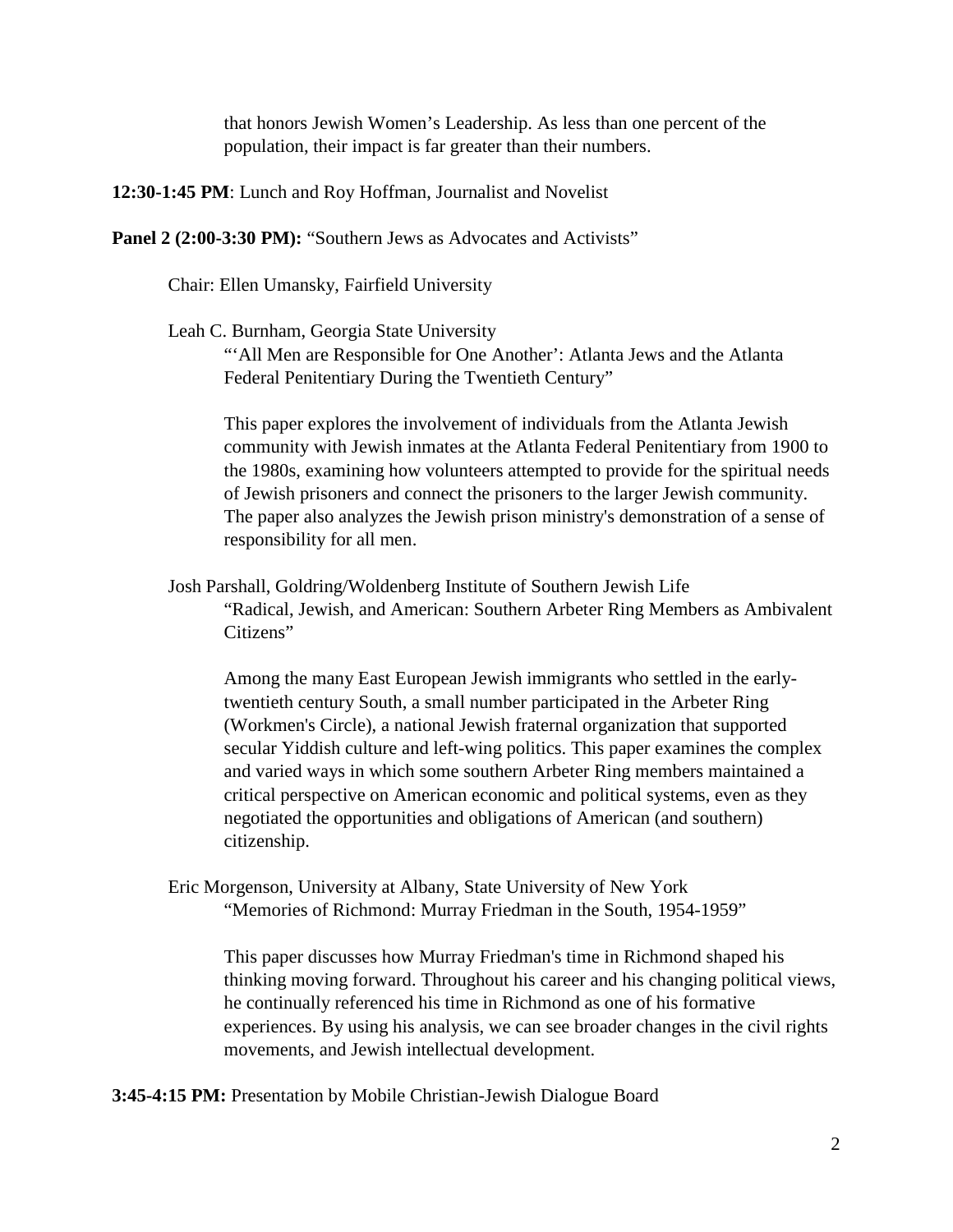that honors Jewish Women's Leadership. As less than one percent of the population, their impact is far greater than their numbers.

**12:30-1:45 PM**: Lunch and Roy Hoffman, Journalist and Novelist

**Panel 2 (2:00-3:30 PM):** "Southern Jews as Advocates and Activists"

Chair: Ellen Umansky, Fairfield University

Leah C. Burnham, Georgia State University

"'All Men are Responsible for One Another': Atlanta Jews and the Atlanta Federal Penitentiary During the Twentieth Century"

This paper explores the involvement of individuals from the Atlanta Jewish community with Jewish inmates at the Atlanta Federal Penitentiary from 1900 to the 1980s, examining how volunteers attempted to provide for the spiritual needs of Jewish prisoners and connect the prisoners to the larger Jewish community. The paper also analyzes the Jewish prison ministry's demonstration of a sense of responsibility for all men.

Josh Parshall, Goldring/Woldenberg Institute of Southern Jewish Life

"Radical, Jewish, and American: Southern Arbeter Ring Members as Ambivalent Citizens"

Among the many East European Jewish immigrants who settled in the early-twentieth century South, a small number participated in the Arbeter Ring (Workmen's Circle), a national Jewish fraternal organization that supported secular Yiddish culture and left-wing politics. This paper examines the complex and varied ways in which some southern Arbeter Ring members maintained a critical perspective on American economic and political systems, even as they negotiated the opportunities and obligations of American (and southern) citizenship.

Eric Morgenson, University at Albany, State University of New York

"Memories of Richmond: Murray Friedman in the South, 1954-1959"

This paper discusses how Murray Friedman's time in Richmond shaped his thinking moving forward. Throughout his career and his changing political views, he continually referenced his time in Richmond as one of his formative experiences. By using his analysis, we can see broader changes in the civil rights movements, and Jewish intellectual development.

**3:45-4:15 PM:** Presentation by Mobile Christian-Jewish Dialogue Board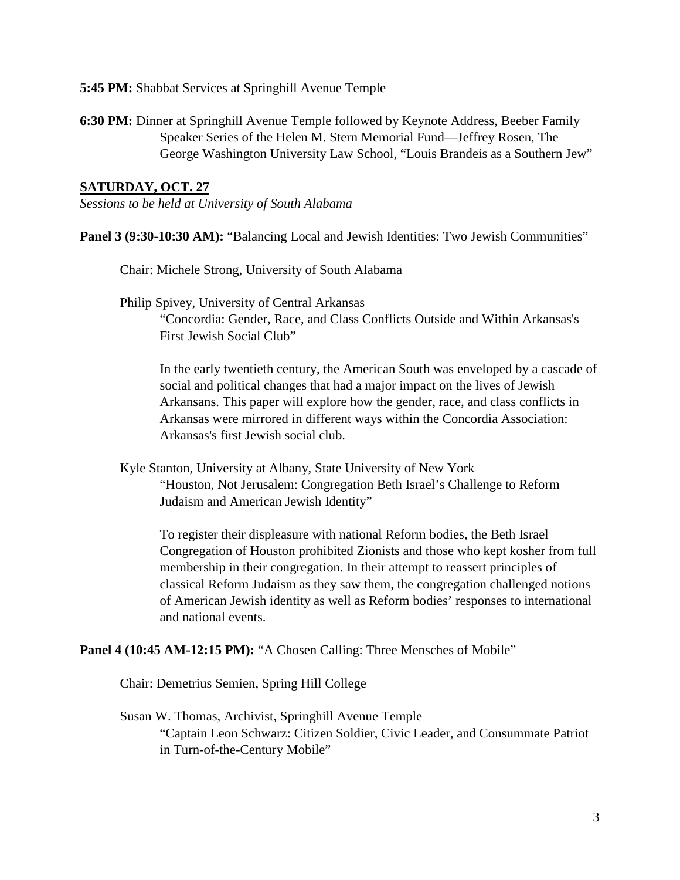**5:45 PM:** Shabbat Services at Springhill Avenue Temple

**6:30 PM:** Dinner at Springhill Avenue Temple followed by Keynote Address, Beeber Family Speaker Series of the Helen M. Stern Memorial Fund—Jeffrey Rosen, The George Washington University Law School, "Louis Brandeis as a Southern Jew"

## SATURDAY, OCT. 27

*Sessions to be held at University of South Alabama*

**Panel 3 (9:30-10:30 AM):** "Balancing Local and Jewish Identities: Two Jewish Communities"

Chair: Michele Strong, University of South Alabama

Philip Spivey, University of Central Arkansas
"Concordia: Gender, Race, and Class Conflicts Outside and Within Arkansas's First Jewish Social Club"

In the early twentieth century, the American South was enveloped by a cascade of social and political changes that had a major impact on the lives of Jewish Arkansans. This paper will explore how the gender, race, and class conflicts in Arkansas were mirrored in different ways within the Concordia Association: Arkansas's first Jewish social club.

Kyle Stanton, University at Albany, State University of New York
"Houston, Not Jerusalem: Congregation Beth Israel's Challenge to Reform Judaism and American Jewish Identity"

To register their displeasure with national Reform bodies, the Beth Israel Congregation of Houston prohibited Zionists and those who kept kosher from full membership in their congregation. In their attempt to reassert principles of classical Reform Judaism as they saw them, the congregation challenged notions of American Jewish identity as well as Reform bodies' responses to international and national events.

**Panel 4 (10:45 AM-12:15 PM):** "A Chosen Calling: Three Mensches of Mobile"

Chair: Demetrius Semien, Spring Hill College

Susan W. Thomas, Archivist, Springhill Avenue Temple
"Captain Leon Schwarz: Citizen Soldier, Civic Leader, and Consummate Patriot in Turn-of-the-Century Mobile"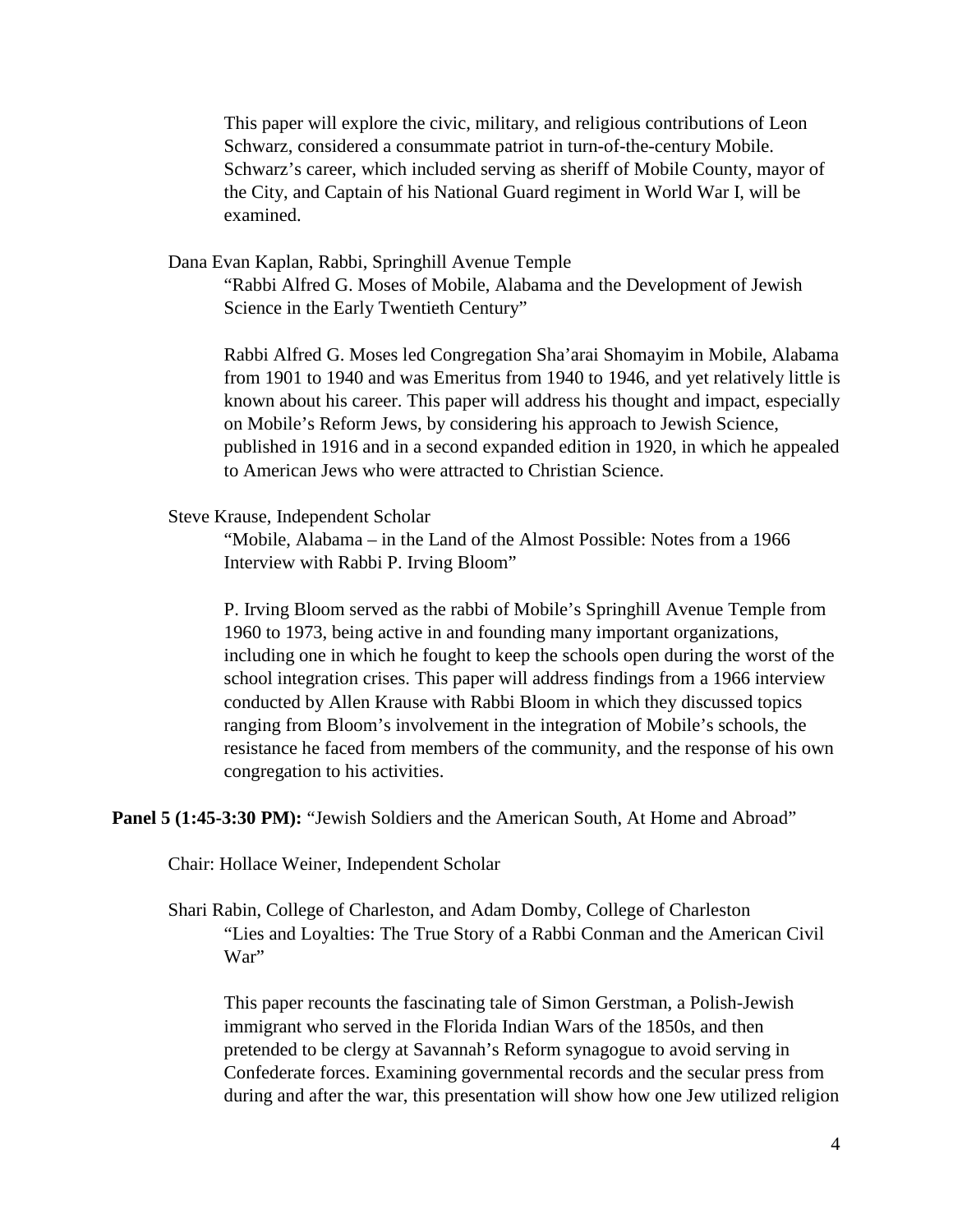This paper will explore the civic, military, and religious contributions of Leon Schwarz, considered a consummate patriot in turn-of-the-century Mobile. Schwarz's career, which included serving as sheriff of Mobile County, mayor of the City, and Captain of his National Guard regiment in World War I, will be examined.

Dana Evan Kaplan, Rabbi, Springhill Avenue Temple

"Rabbi Alfred G. Moses of Mobile, Alabama and the Development of Jewish Science in the Early Twentieth Century"

Rabbi Alfred G. Moses led Congregation Sha'arai Shomayim in Mobile, Alabama from 1901 to 1940 and was Emeritus from 1940 to 1946, and yet relatively little is known about his career. This paper will address his thought and impact, especially on Mobile's Reform Jews, by considering his approach to Jewish Science, published in 1916 and in a second expanded edition in 1920, in which he appealed to American Jews who were attracted to Christian Science.

Steve Krause, Independent Scholar

"Mobile, Alabama – in the Land of the Almost Possible: Notes from a 1966 Interview with Rabbi P. Irving Bloom"

P. Irving Bloom served as the rabbi of Mobile's Springhill Avenue Temple from 1960 to 1973, being active in and founding many important organizations, including one in which he fought to keep the schools open during the worst of the school integration crises. This paper will address findings from a 1966 interview conducted by Allen Krause with Rabbi Bloom in which they discussed topics ranging from Bloom's involvement in the integration of Mobile's schools, the resistance he faced from members of the community, and the response of his own congregation to his activities.

**Panel 5 (1:45-3:30 PM):** "Jewish Soldiers and the American South, At Home and Abroad"

Chair: Hollace Weiner, Independent Scholar

Shari Rabin, College of Charleston, and Adam Domby, College of Charleston

"Lies and Loyalties: The True Story of a Rabbi Conman and the American Civil War"

This paper recounts the fascinating tale of Simon Gerstman, a Polish-Jewish immigrant who served in the Florida Indian Wars of the 1850s, and then pretended to be clergy at Savannah's Reform synagogue to avoid serving in Confederate forces. Examining governmental records and the secular press from during and after the war, this presentation will show how one Jew utilized religion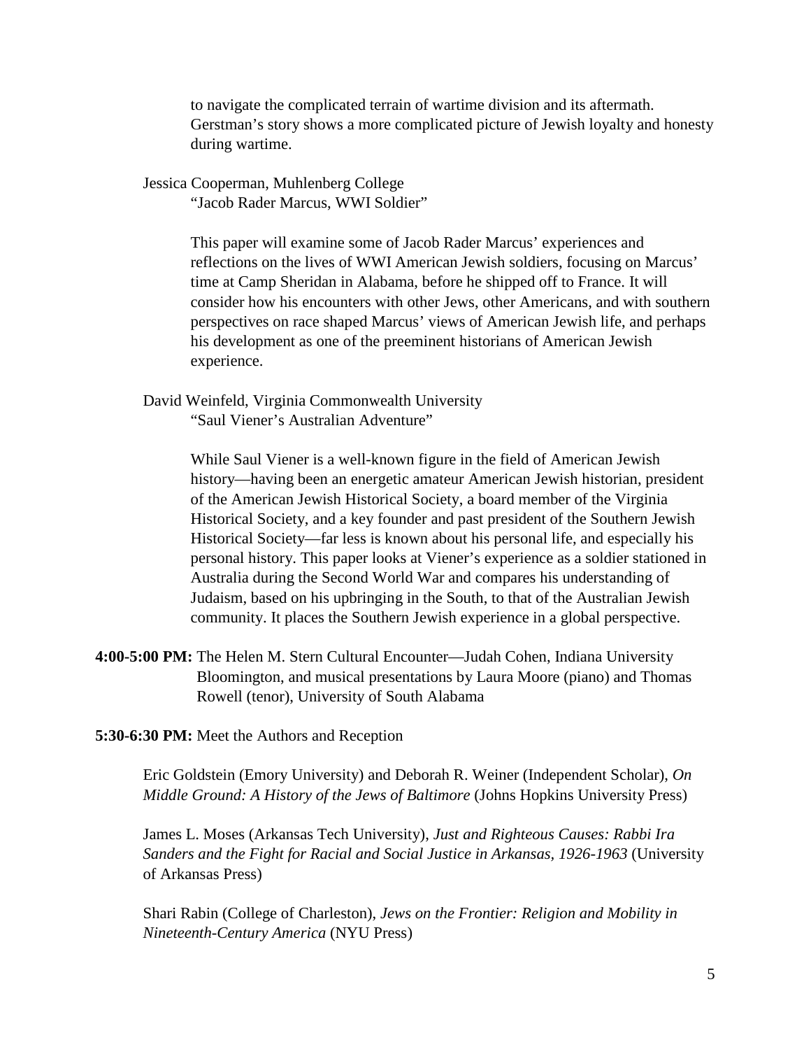to navigate the complicated terrain of wartime division and its aftermath. Gerstman's story shows a more complicated picture of Jewish loyalty and honesty during wartime.

Jessica Cooperman, Muhlenberg College
"Jacob Rader Marcus, WWI Soldier"

This paper will examine some of Jacob Rader Marcus' experiences and reflections on the lives of WWI American Jewish soldiers, focusing on Marcus' time at Camp Sheridan in Alabama, before he shipped off to France. It will consider how his encounters with other Jews, other Americans, and with southern perspectives on race shaped Marcus' views of American Jewish life, and perhaps his development as one of the preeminent historians of American Jewish experience.

David Weinfeld, Virginia Commonwealth University
"Saul Viener's Australian Adventure"

While Saul Viener is a well-known figure in the field of American Jewish history—having been an energetic amateur American Jewish historian, president of the American Jewish Historical Society, a board member of the Virginia Historical Society, and a key founder and past president of the Southern Jewish Historical Society—far less is known about his personal life, and especially his personal history. This paper looks at Viener's experience as a soldier stationed in Australia during the Second World War and compares his understanding of Judaism, based on his upbringing in the South, to that of the Australian Jewish community. It places the Southern Jewish experience in a global perspective.

**4:00-5:00 PM:** The Helen M. Stern Cultural Encounter—Judah Cohen, Indiana University Bloomington, and musical presentations by Laura Moore (piano) and Thomas Rowell (tenor), University of South Alabama

**5:30-6:30 PM:** Meet the Authors and Reception

Eric Goldstein (Emory University) and Deborah R. Weiner (Independent Scholar), *On Middle Ground: A History of the Jews of Baltimore* (Johns Hopkins University Press)

James L. Moses (Arkansas Tech University), *Just and Righteous Causes: Rabbi Ira Sanders and the Fight for Racial and Social Justice in Arkansas, 1926-1963* (University of Arkansas Press)

Shari Rabin (College of Charleston), *Jews on the Frontier: Religion and Mobility in Nineteenth-Century America* (NYU Press)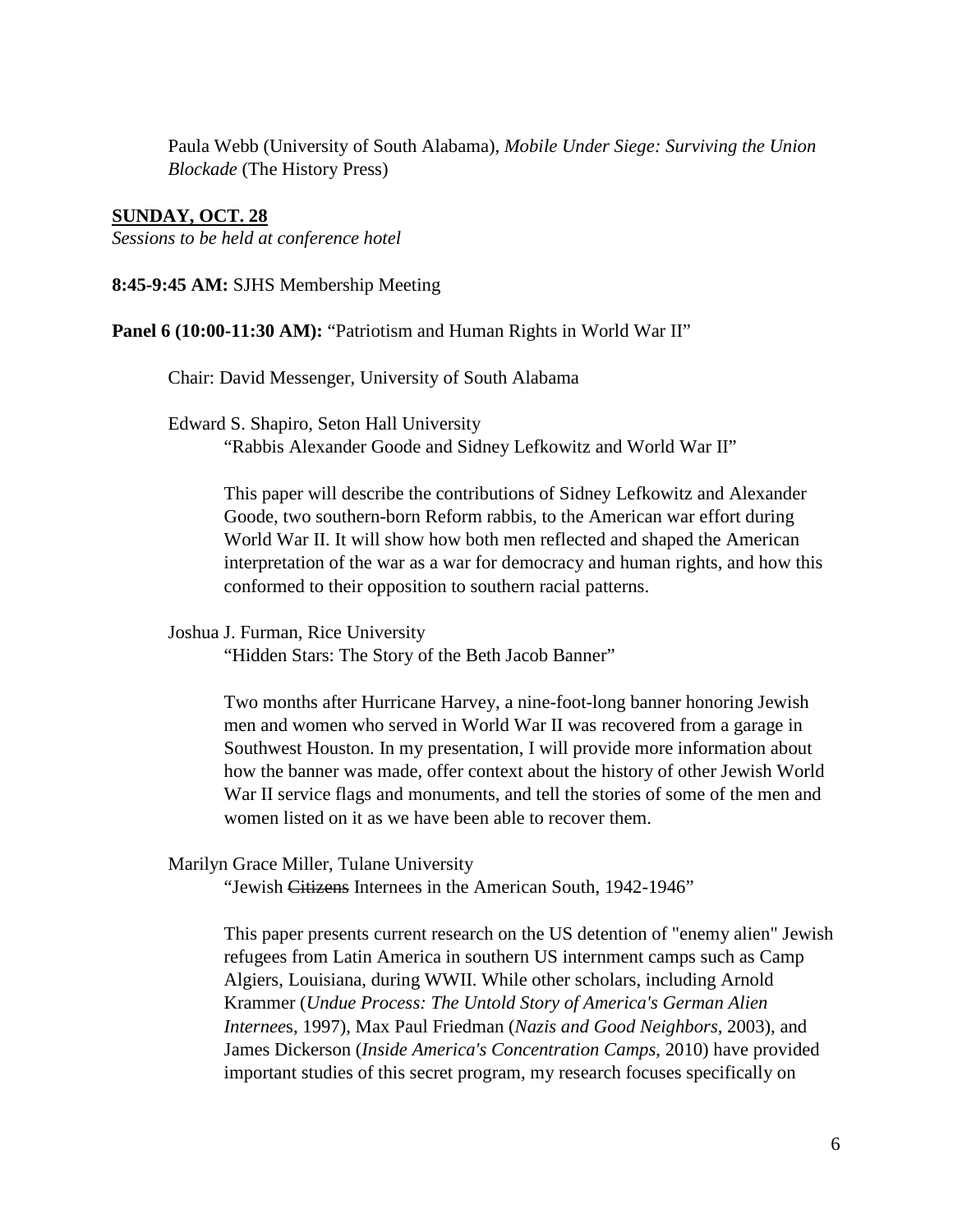Paula Webb (University of South Alabama), *Mobile Under Siege: Surviving the Union Blockade* (The History Press)

## SUNDAY, OCT. 28

*Sessions to be held at conference hotel*

**8:45-9:45 AM:** SJHS Membership Meeting

**Panel 6 (10:00-11:30 AM):** "Patriotism and Human Rights in World War II"

Chair: David Messenger, University of South Alabama

Edward S. Shapiro, Seton Hall University
"Rabbis Alexander Goode and Sidney Lefkowitz and World War II"

This paper will describe the contributions of Sidney Lefkowitz and Alexander Goode, two southern-born Reform rabbis, to the American war effort during World War II. It will show how both men reflected and shaped the American interpretation of the war as a war for democracy and human rights, and how this conformed to their opposition to southern racial patterns.

Joshua J. Furman, Rice University
"Hidden Stars: The Story of the Beth Jacob Banner"

Two months after Hurricane Harvey, a nine-foot-long banner honoring Jewish men and women who served in World War II was recovered from a garage in Southwest Houston. In my presentation, I will provide more information about how the banner was made, offer context about the history of other Jewish World War II service flags and monuments, and tell the stories of some of the men and women listed on it as we have been able to recover them.

Marilyn Grace Miller, Tulane University
"Jewish ~~Citizens~~ Internees in the American South, 1942-1946"

This paper presents current research on the US detention of "enemy alien" Jewish refugees from Latin America in southern US internment camps such as Camp Algiers, Louisiana, during WWII. While other scholars, including Arnold Krammer (*Undue Process: The Untold Story of America's German Alien Internees*, 1997), Max Paul Friedman (*Nazis and Good Neighbors*, 2003), and James Dickerson (*Inside America's Concentration Camps*, 2010) have provided important studies of this secret program, my research focuses specifically on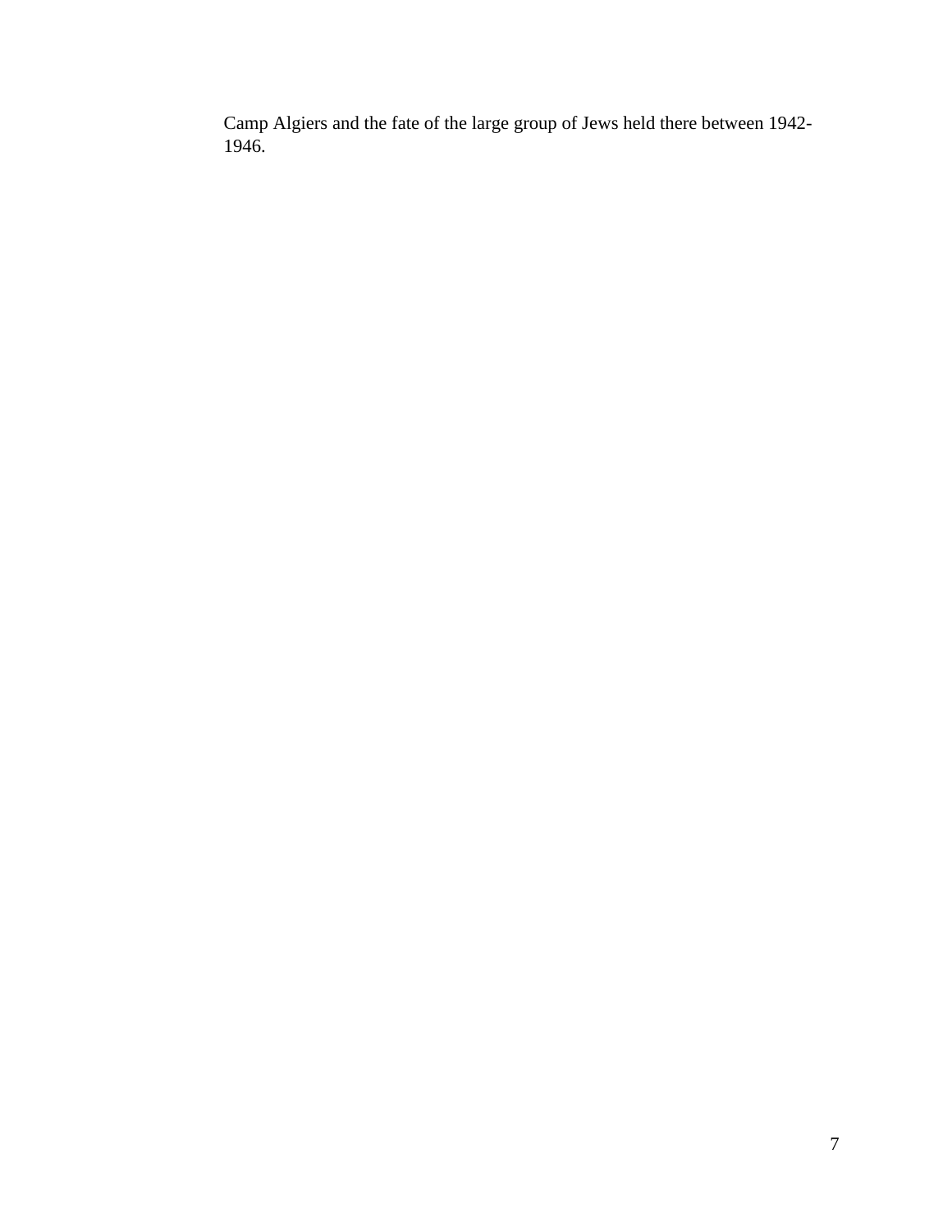Camp Algiers and the fate of the large group of Jews held there between 1942-1946.